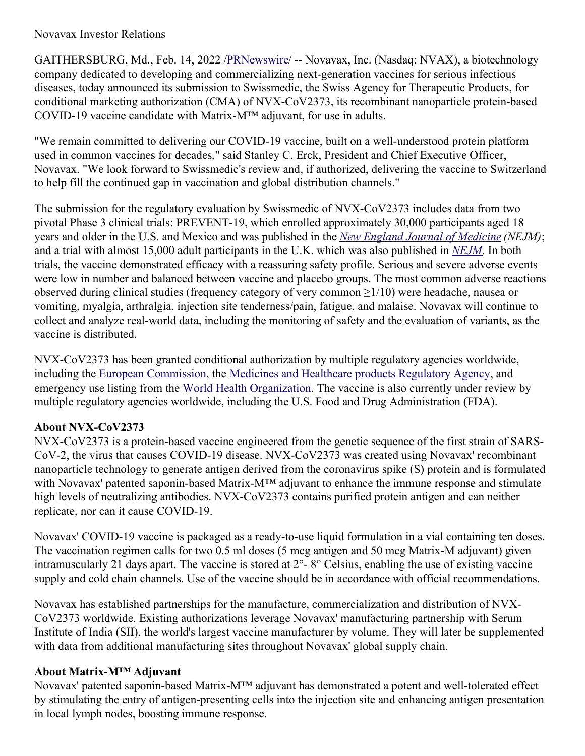Novavax Investor Relations

GAITHERSBURG, Md., Feb. 14, 2022 /PRNewswire/ -- Novavax, Inc. (Nasdaq: NVAX), a biotechnology company dedicated to developing and commercializing next-generation vaccines for serious infectious diseases, today announced its submission to Swissmedic, the Swiss Agency for Therapeutic Products, for conditional marketing authorization (CMA) of NVX-CoV2373, its recombinant nanoparticle protein-based COVID-19 vaccine candidate with Matrix-M™ adjuvant, for use in adults.

"We remain committed to delivering our COVID-19 vaccine, built on a well-understood protein platform used in common vaccines for decades," said Stanley C. Erck, President and Chief Executive Officer, Novavax. "We look forward to Swissmedic's review and, if authorized, delivering the vaccine to Switzerland to help fill the continued gap in vaccination and global distribution channels."

The submission for the regulatory evaluation by Swissmedic of NVX-CoV2373 includes data from two pivotal Phase 3 clinical trials: PREVENT-19, which enrolled approximately 30,000 participants aged 18 years and older in the U.S. and Mexico and was published in the *New England Journal of Medicine (NEJM)*; and a trial with almost 15,000 adult participants in the U.K. which was also published in *NEJM*. In both trials, the vaccine demonstrated efficacy with a reassuring safety profile. Serious and severe adverse events were low in number and balanced between vaccine and placebo groups. The most common adverse reactions observed during clinical studies (frequency category of very common ≥1/10) were headache, nausea or vomiting, myalgia, arthralgia, injection site tenderness/pain, fatigue, and malaise. Novavax will continue to collect and analyze real-world data, including the monitoring of safety and the evaluation of variants, as the vaccine is distributed.

NVX-CoV2373 has been granted conditional authorization by multiple regulatory agencies worldwide, including the European Commission, the Medicines and Healthcare products Regulatory Agency, and emergency use listing from the World Health Organization. The vaccine is also currently under review by multiple regulatory agencies worldwide, including the U.S. Food and Drug Administration (FDA).

**About NVX-CoV2373**

NVX-CoV2373 is a protein-based vaccine engineered from the genetic sequence of the first strain of SARS-CoV-2, the virus that causes COVID-19 disease. NVX-CoV2373 was created using Novavax' recombinant nanoparticle technology to generate antigen derived from the coronavirus spike (S) protein and is formulated with Novavax' patented saponin-based Matrix-M™ adjuvant to enhance the immune response and stimulate high levels of neutralizing antibodies. NVX-CoV2373 contains purified protein antigen and can neither replicate, nor can it cause COVID-19.

Novavax' COVID-19 vaccine is packaged as a ready-to-use liquid formulation in a vial containing ten doses. The vaccination regimen calls for two 0.5 ml doses (5 mcg antigen and 50 mcg Matrix-M adjuvant) given intramuscularly 21 days apart. The vaccine is stored at 2°- 8° Celsius, enabling the use of existing vaccine supply and cold chain channels. Use of the vaccine should be in accordance with official recommendations.

Novavax has established partnerships for the manufacture, commercialization and distribution of NVX-CoV2373 worldwide. Existing authorizations leverage Novavax' manufacturing partnership with Serum Institute of India (SII), the world's largest vaccine manufacturer by volume. They will later be supplemented with data from additional manufacturing sites throughout Novavax' global supply chain.

**About Matrix-M™ Adjuvant**

Novavax' patented saponin-based Matrix-M™ adjuvant has demonstrated a potent and well-tolerated effect by stimulating the entry of antigen-presenting cells into the injection site and enhancing antigen presentation in local lymph nodes, boosting immune response.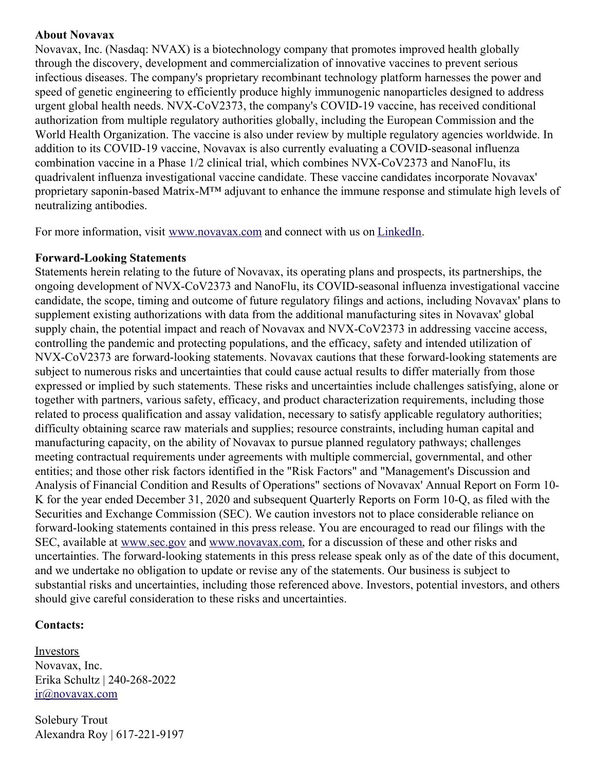**About Novavax**

Novavax, Inc. (Nasdaq: NVAX) is a biotechnology company that promotes improved health globally through the discovery, development and commercialization of innovative vaccines to prevent serious infectious diseases. The company's proprietary recombinant technology platform harnesses the power and speed of genetic engineering to efficiently produce highly immunogenic nanoparticles designed to address urgent global health needs. NVX-CoV2373, the company's COVID-19 vaccine, has received conditional authorization from multiple regulatory authorities globally, including the European Commission and the World Health Organization. The vaccine is also under review by multiple regulatory agencies worldwide. In addition to its COVID-19 vaccine, Novavax is also currently evaluating a COVID-seasonal influenza combination vaccine in a Phase 1/2 clinical trial, which combines NVX-CoV2373 and NanoFlu, its quadrivalent influenza investigational vaccine candidate. These vaccine candidates incorporate Novavax' proprietary saponin-based Matrix-M™ adjuvant to enhance the immune response and stimulate high levels of neutralizing antibodies.

For more information, visit [www.novavax.com](http://www.novavax.com) and connect with us on [LinkedIn](https://www.linkedin.com).

**Forward-Looking Statements**

Statements herein relating to the future of Novavax, its operating plans and prospects, its partnerships, the ongoing development of NVX-CoV2373 and NanoFlu, its COVID-seasonal influenza investigational vaccine candidate, the scope, timing and outcome of future regulatory filings and actions, including Novavax' plans to supplement existing authorizations with data from the additional manufacturing sites in Novavax' global supply chain, the potential impact and reach of Novavax and NVX-CoV2373 in addressing vaccine access, controlling the pandemic and protecting populations, and the efficacy, safety and intended utilization of NVX-CoV2373 are forward-looking statements. Novavax cautions that these forward-looking statements are subject to numerous risks and uncertainties that could cause actual results to differ materially from those expressed or implied by such statements. These risks and uncertainties include challenges satisfying, alone or together with partners, various safety, efficacy, and product characterization requirements, including those related to process qualification and assay validation, necessary to satisfy applicable regulatory authorities; difficulty obtaining scarce raw materials and supplies; resource constraints, including human capital and manufacturing capacity, on the ability of Novavax to pursue planned regulatory pathways; challenges meeting contractual requirements under agreements with multiple commercial, governmental, and other entities; and those other risk factors identified in the "Risk Factors" and "Management's Discussion and Analysis of Financial Condition and Results of Operations" sections of Novavax' Annual Report on Form 10-K for the year ended December 31, 2020 and subsequent Quarterly Reports on Form 10-Q, as filed with the Securities and Exchange Commission (SEC). We caution investors not to place considerable reliance on forward-looking statements contained in this press release. You are encouraged to read our filings with the SEC, available at [www.sec.gov](http://www.sec.gov) and [www.novavax.com](http://www.novavax.com), for a discussion of these and other risks and uncertainties. The forward-looking statements in this press release speak only as of the date of this document, and we undertake no obligation to update or revise any of the statements. Our business is subject to substantial risks and uncertainties, including those referenced above. Investors, potential investors, and others should give careful consideration to these risks and uncertainties.

**Contacts:**

Investors
Novavax, Inc.
Erika Schultz | 240-268-2022
[ir@novavax.com](mailto:ir@novavax.com)

Solebury Trout
Alexandra Roy | 617-221-9197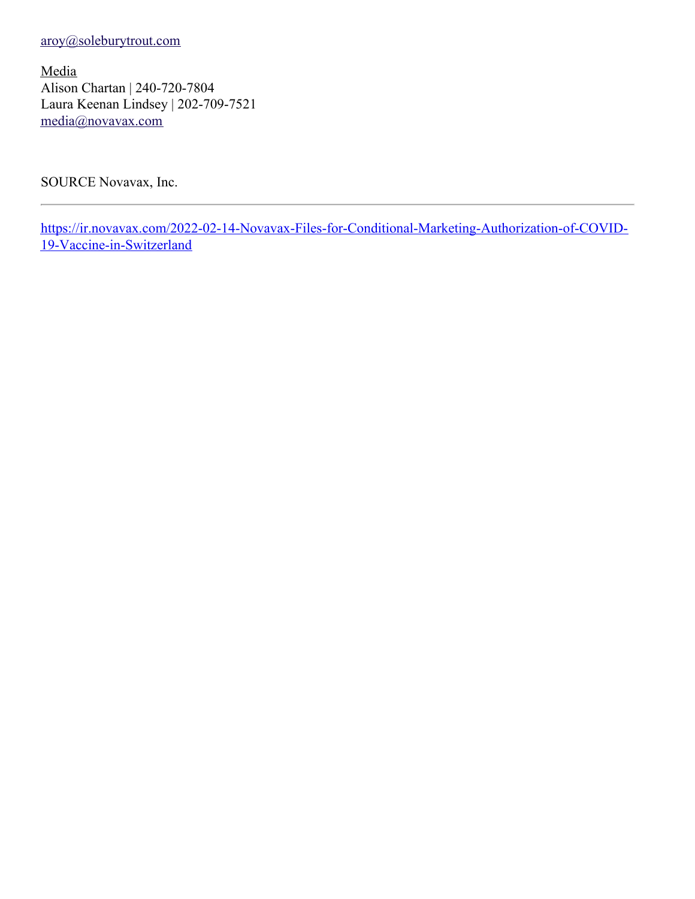aroy@soleburytrout.com

Media
Alison Chartan | 240-720-7804
Laura Keenan Lindsey | 202-709-7521
media@novavax.com

SOURCE Novavax, Inc.

---

https://ir.novavax.com/2022-02-14-Novavax-Files-for-Conditional-Marketing-Authorization-of-COVID-19-Vaccine-in-Switzerland